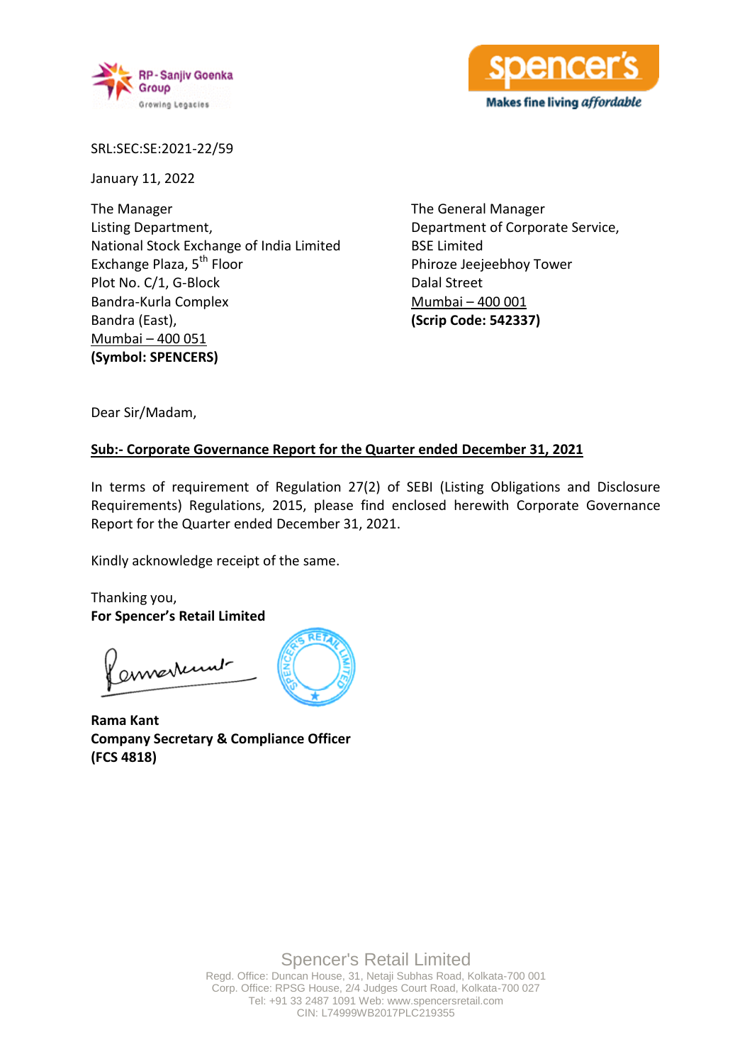SRL:SEC:SE:2021-22/59

January 11, 2022

The Manager
Listing Department,
National Stock Exchange of India Limited
Exchange Plaza, 5th Floor
Plot No. C/1, G-Block
Bandra-Kurla Complex
Bandra (East),
Mumbai – 400 051
**(Symbol: SPENCERS)**

The General Manager
Department of Corporate Service,
BSE Limited
Phiroze Jeejeebhoy Tower
Dalal Street
Mumbai – 400 001
**(Scrip Code: 542337)**

Dear Sir/Madam,

**Sub:- Corporate Governance Report for the Quarter ended December 31, 2021**

In terms of requirement of Regulation 27(2) of SEBI (Listing Obligations and Disclosure Requirements) Regulations, 2015, please find enclosed herewith Corporate Governance Report for the Quarter ended December 31, 2021.

Kindly acknowledge receipt of the same.

Thanking you,
**For Spencer's Retail Limited**

**Rama Kant**
**Company Secretary & Compliance Officer**
**(FCS 4818)**

Spencer's Retail Limited
Regd. Office: Duncan House, 31, Netaji Subhas Road, Kolkata-700 001
Corp. Office: RPSG House, 2/4 Judges Court Road, Kolkata-700 027
Tel: +91 33 2487 1091 Web: www.spencersretail.com
CIN: L74999WB2017PLC219355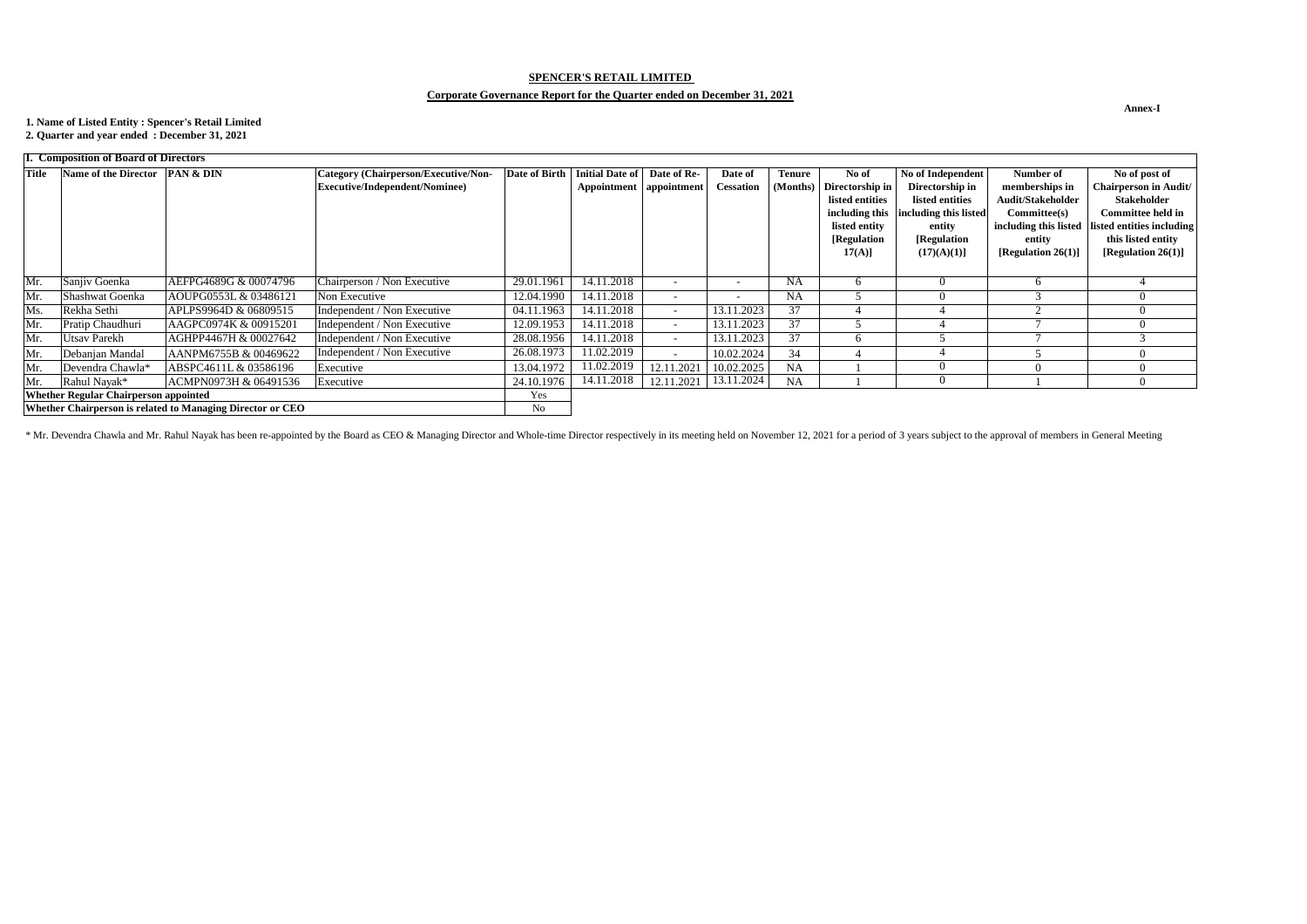**SPENCER'S RETAIL LIMITED**

**Corporate Governance Report for the Quarter ended on December 31, 2021**

**Annex-I**

**1. Name of Listed Entity : Spencer's Retail Limited**

**2. Quarter and year ended : December 31, 2021**

**I. Composition of Board of Directors**

| Title | Name of the Director | PAN & DIN | Category (Chairperson/Executive/Non-Executive/Independent/Nominee) | Date of Birth | Initial Date of Appointment | Date of Re-appointment | Date of Cessation | Tenure (Months) | No of Directorship in listed entities including this listed entity [Regulation 17(A)] | No of Independent Directorship in listed entities including this listed entity [Regulation (17)(A)(1)] | Number of memberships in Audit/Stakeholder Committee(s) including this listed entity [Regulation 26(1)] | No of post of Chairperson in Audit/ Stakeholder Committee held in listed entities including this listed entity [Regulation 26(1)] |
|---|---|---|---|---|---|---|---|---|---|---|---|---|
| Mr. | Sanjiv Goenka | AEFPG4689G & 00074796 | Chairperson / Non Executive | 29.01.1961 | 14.11.2018 | - | - | NA | 6 | 0 | 6 | 4 |
| Mr. | Shashwat Goenka | AOUPG0553L & 03486121 | Non Executive | 12.04.1990 | 14.11.2018 | - | - | NA | 5 | 0 | 3 | 0 |
| Ms. | Rekha Sethi | APLPS9964D & 06809515 | Independent / Non Executive | 04.11.1963 | 14.11.2018 | - | 13.11.2023 | 37 | 4 | 4 | 2 | 0 |
| Mr. | Pratip Chaudhuri | AAGPC0974K & 00915201 | Independent / Non Executive | 12.09.1953 | 14.11.2018 | - | 13.11.2023 | 37 | 5 | 4 | 7 | 0 |
| Mr. | Utsav Parekh | AGHPP4467H & 00027642 | Independent / Non Executive | 28.08.1956 | 14.11.2018 | - | 13.11.2023 | 37 | 6 | 5 | 7 | 3 |
| Mr. | Debanjan Mandal | AANPM6755B & 00469622 | Independent / Non Executive | 26.08.1973 | 11.02.2019 | - | 10.02.2024 | 34 | 4 | 4 | 5 | 0 |
| Mr. | Devendra Chawla* | ABSPC4611L & 03586196 | Executive | 13.04.1972 | 11.02.2019 | 12.11.2021 | 10.02.2025 | NA | 1 | 0 | 0 | 0 |
| Mr. | Rahul Nayak* | ACMPN0973H & 06491536 | Executive | 24.10.1976 | 14.11.2018 | 12.11.2021 | 13.11.2024 | NA | 1 | 0 | 1 | 0 |
| **Whether Regular Chairperson appointed** | | | | Yes | | | | | | | | |
| **Whether Chairperson is related to Managing Director or CEO** | | | | No | | | | | | | | |

\* Mr. Devendra Chawla and Mr. Rahul Nayak has been re-appointed by the Board as CEO & Managing Director and Whole-time Director respectively in its meeting held on November 12, 2021 for a period of 3 years subject to the approval of members in General Meeting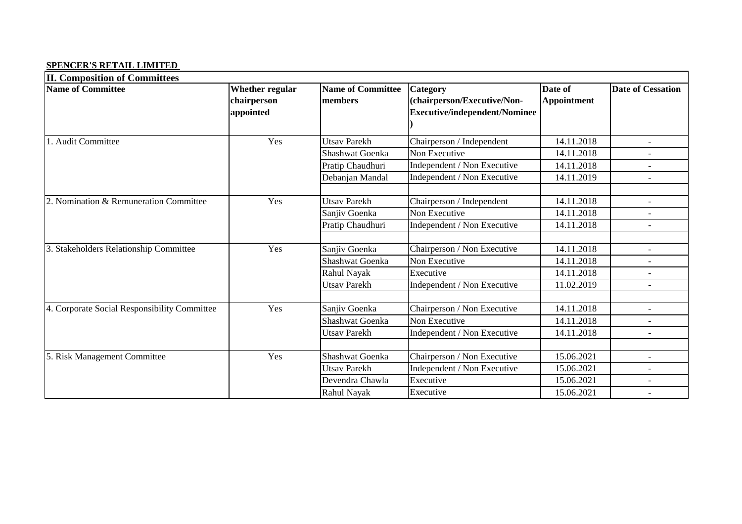**SPENCER'S RETAIL LIMITED**

**II. Composition of Committees**

| Name of Committee | Whether regular chairperson appointed | Name of Committee members | Category (chairperson/Executive/Non-Executive/independent/Nominee) | Date of Appointment | Date of Cessation |
|---|---|---|---|---|---|
| 1. Audit Committee | Yes | Utsav Parekh | Chairperson / Independent | 14.11.2018 | - |
| | | Shashwat Goenka | Non Executive | 14.11.2018 | - |
| | | Pratip Chaudhuri | Independent / Non Executive | 14.11.2018 | - |
| | | Debanjan Mandal | Independent / Non Executive | 14.11.2019 | - |
| | | | | | |
| 2. Nomination & Remuneration Committee | Yes | Utsav Parekh | Chairperson / Independent | 14.11.2018 | - |
| | | Sanjiv Goenka | Non Executive | 14.11.2018 | - |
| | | Pratip Chaudhuri | Independent / Non Executive | 14.11.2018 | - |
| | | | | | |
| 3. Stakeholders Relationship Committee | Yes | Sanjiv Goenka | Chairperson / Non Executive | 14.11.2018 | - |
| | | Shashwat Goenka | Non Executive | 14.11.2018 | - |
| | | Rahul Nayak | Executive | 14.11.2018 | - |
| | | Utsav Parekh | Independent / Non Executive | 11.02.2019 | - |
| | | | | | |
| 4. Corporate Social Responsibility Committee | Yes | Sanjiv Goenka | Chairperson / Non Executive | 14.11.2018 | - |
| | | Shashwat Goenka | Non Executive | 14.11.2018 | - |
| | | Utsav Parekh | Independent / Non Executive | 14.11.2018 | - |
| | | | | | |
| 5. Risk Management Committee | Yes | Shashwat Goenka | Chairperson / Non Executive | 15.06.2021 | - |
| | | Utsav Parekh | Independent / Non Executive | 15.06.2021 | - |
| | | Devendra Chawla | Executive | 15.06.2021 | - |
| | | Rahul Nayak | Executive | 15.06.2021 | - |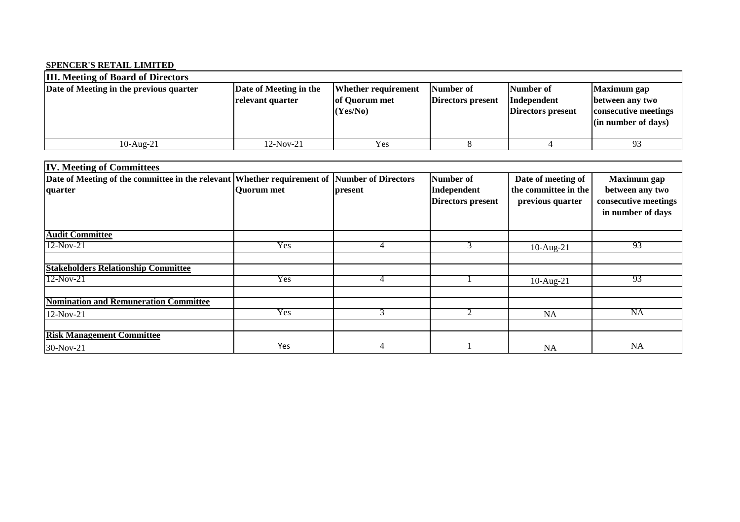**SPENCER'S RETAIL LIMITED**

| III. Meeting of Board of Directors | | | | | |
|---|---|---|---|---|---|
| **Date of Meeting in the previous quarter** | **Date of Meeting in the relevant quarter** | **Whether requirement of Quorum met (Yes/No)** | **Number of Directors present** | **Number of Independent Directors present** | **Maximum gap between any two consecutive meetings (in number of days)** |
| 10-Aug-21 | 12-Nov-21 | Yes | 8 | 4 | 93 |

| IV. Meeting of Committees | | | | | |
|---|---|---|---|---|---|
| **Date of Meeting of the committee in the relevant quarter** | **Whether requirement of Quorum met** | **Number of Directors present** | **Number of Independent Directors present** | **Date of meeting of the committee in the previous quarter** | **Maximum gap between any two consecutive meetings in number of days** |
| **Audit Committee** | | | | | |
| 12-Nov-21 | Yes | 4 | 3 | 10-Aug-21 | 93 |
| | | | | | |
| **Stakeholders Relationship Committee** | | | | | |
| 12-Nov-21 | Yes | 4 | 1 | 10-Aug-21 | 93 |
| | | | | | |
| **Nomination and Remuneration Committee** | | | | | |
| 12-Nov-21 | Yes | 3 | 2 | NA | NA |
| | | | | | |
| **Risk Management Committee** | | | | | |
| 30-Nov-21 | Yes | 4 | 1 | NA | NA |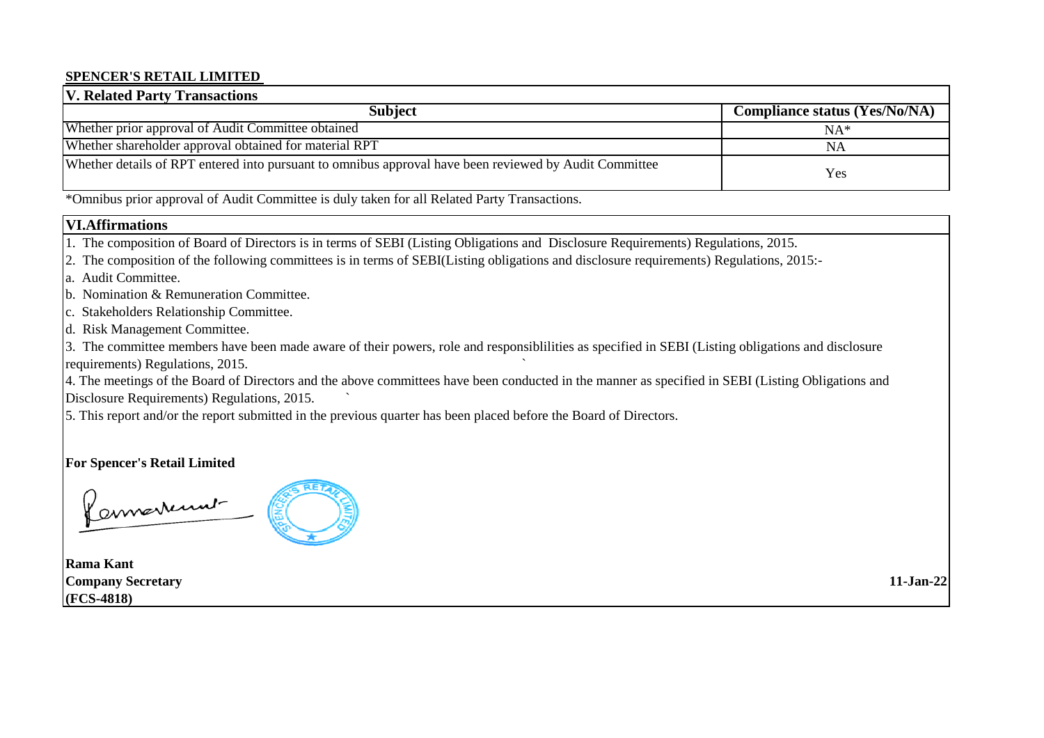**SPENCER'S RETAIL LIMITED**

## V. Related Party Transactions

| Subject | Compliance status (Yes/No/NA) |
|---|---|
| Whether prior approval of Audit Committee obtained | NA* |
| Whether shareholder approval obtained for material RPT | NA |
| Whether details of RPT entered into pursuant to omnibus approval have been reviewed by Audit Committee | Yes |

*Omnibus prior approval of Audit Committee is duly taken for all Related Party Transactions.

## VI.Affirmations

1. The composition of Board of Directors is in terms of SEBI (Listing Obligations and Disclosure Requirements) Regulations, 2015.
2. The composition of the following committees is in terms of SEBI(Listing obligations and disclosure requirements) Regulations, 2015:-

a. Audit Committee.
b. Nomination & Remuneration Committee.
c. Stakeholders Relationship Committee.
d. Risk Management Committee.

3. The committee members have been made aware of their powers, role and responsiblilities as specified in SEBI (Listing obligations and disclosure requirements) Regulations, 2015.
4. The meetings of the Board of Directors and the above committees have been conducted in the manner as specified in SEBI (Listing Obligations and Disclosure Requirements) Regulations, 2015.
5. This report and/or the report submitted in the previous quarter has been placed before the Board of Directors.

**For Spencer's Retail Limited**

**Rama Kant**
**Company Secretary**
**(FCS-4818)**

**11-Jan-22**